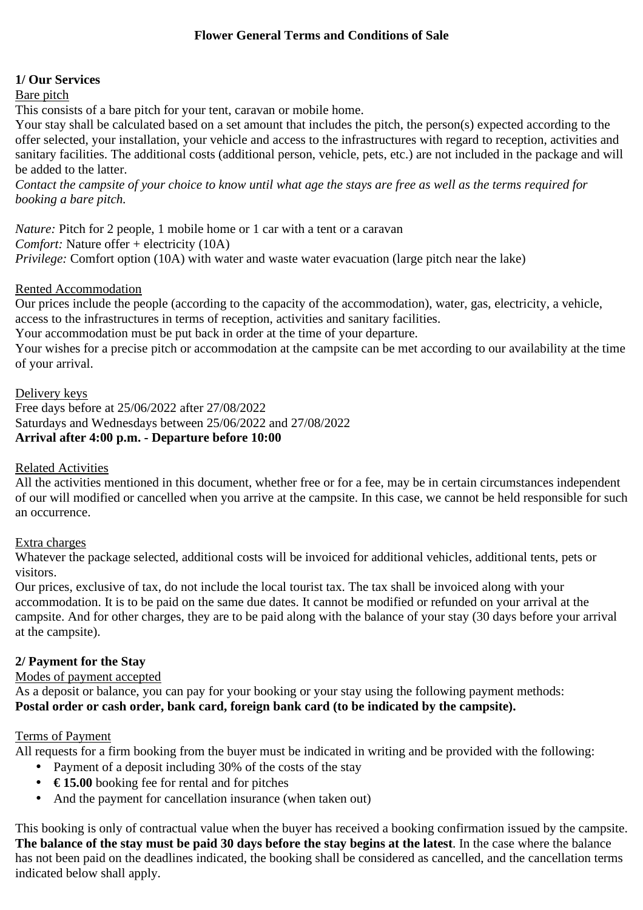# Flower General Terms and Conditions of Sale

## 1/ Our Services

Bare pitch

This consists of a bare pitch for your tent, caravan or mobile home.

Your stay shall be calculated based on a set amount that includes the pitch, the person(s) expected according to the offer selected, your installation, your vehicle and access to the infrastructures with regard to reception, activities and sanitary facilities. The additional costs (additional person, vehicle, pets, etc.) are not included in the package and will be added to the latter.

*Contact the campsite of your choice to know until what age the stays are free as well as the terms required for booking a bare pitch.*

*Nature:* Pitch for 2 people, 1 mobile home or 1 car with a tent or a caravan
*Comfort:* Nature offer + electricity (10A)
*Privilege:* Comfort option (10A) with water and waste water evacuation (large pitch near the lake)

Rented Accommodation

Our prices include the people (according to the capacity of the accommodation), water, gas, electricity, a vehicle, access to the infrastructures in terms of reception, activities and sanitary facilities.

Your accommodation must be put back in order at the time of your departure.

Your wishes for a precise pitch or accommodation at the campsite can be met according to our availability at the time of your arrival.

Delivery keys

Free days before at 25/06/2022 after 27/08/2022
Saturdays and Wednesdays between 25/06/2022 and 27/08/2022
**Arrival after 4:00 p.m. - Departure before 10:00**

Related Activities

All the activities mentioned in this document, whether free or for a fee, may be in certain circumstances independent of our will modified or cancelled when you arrive at the campsite. In this case, we cannot be held responsible for such an occurrence.

Extra charges

Whatever the package selected, additional costs will be invoiced for additional vehicles, additional tents, pets or visitors.

Our prices, exclusive of tax, do not include the local tourist tax. The tax shall be invoiced along with your accommodation. It is to be paid on the same due dates. It cannot be modified or refunded on your arrival at the campsite. And for other charges, they are to be paid along with the balance of your stay (30 days before your arrival at the campsite).

## 2/ Payment for the Stay

Modes of payment accepted

As a deposit or balance, you can pay for your booking or your stay using the following payment methods:
**Postal order or cash order, bank card, foreign bank card (to be indicated by the campsite).**

Terms of Payment

All requests for a firm booking from the buyer must be indicated in writing and be provided with the following:

- Payment of a deposit including 30% of the costs of the stay
- **€ 15.00** booking fee for rental and for pitches
- And the payment for cancellation insurance (when taken out)

This booking is only of contractual value when the buyer has received a booking confirmation issued by the campsite. **The balance of the stay must be paid 30 days before the stay begins at the latest**. In the case where the balance has not been paid on the deadlines indicated, the booking shall be considered as cancelled, and the cancellation terms indicated below shall apply.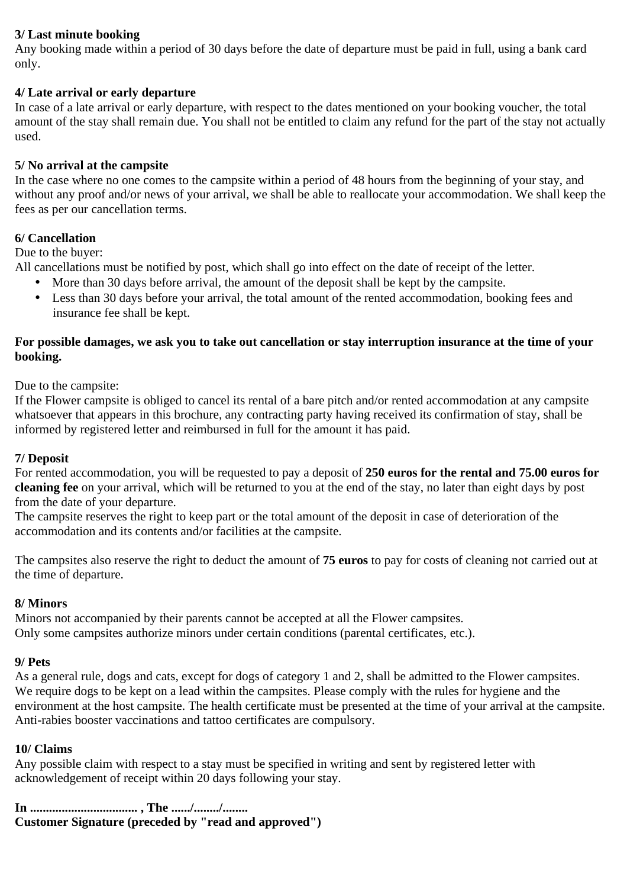**3/ Last minute booking**
Any booking made within a period of 30 days before the date of departure must be paid in full, using a bank card only.

**4/ Late arrival or early departure**
In case of a late arrival or early departure, with respect to the dates mentioned on your booking voucher, the total amount of the stay shall remain due. You shall not be entitled to claim any refund for the part of the stay not actually used.

**5/ No arrival at the campsite**
In the case where no one comes to the campsite within a period of 48 hours from the beginning of your stay, and without any proof and/or news of your arrival, we shall be able to reallocate your accommodation. We shall keep the fees as per our cancellation terms.

**6/ Cancellation**
Due to the buyer:
All cancellations must be notified by post, which shall go into effect on the date of receipt of the letter.

- More than 30 days before arrival, the amount of the deposit shall be kept by the campsite.
- Less than 30 days before your arrival, the total amount of the rented accommodation, booking fees and insurance fee shall be kept.

**For possible damages, we ask you to take out cancellation or stay interruption insurance at the time of your booking.**

Due to the campsite:
If the Flower campsite is obliged to cancel its rental of a bare pitch and/or rented accommodation at any campsite whatsoever that appears in this brochure, any contracting party having received its confirmation of stay, shall be informed by registered letter and reimbursed in full for the amount it has paid.

**7/ Deposit**
For rented accommodation, you will be requested to pay a deposit of **250 euros for the rental and 75.00 euros for cleaning fee** on your arrival, which will be returned to you at the end of the stay, no later than eight days by post from the date of your departure.
The campsite reserves the right to keep part or the total amount of the deposit in case of deterioration of the accommodation and its contents and/or facilities at the campsite.

The campsites also reserve the right to deduct the amount of **75 euros** to pay for costs of cleaning not carried out at the time of departure.

**8/ Minors**
Minors not accompanied by their parents cannot be accepted at all the Flower campsites.
Only some campsites authorize minors under certain conditions (parental certificates, etc.).

**9/ Pets**
As a general rule, dogs and cats, except for dogs of category 1 and 2, shall be admitted to the Flower campsites.
We require dogs to be kept on a lead within the campsites. Please comply with the rules for hygiene and the environment at the host campsite. The health certificate must be presented at the time of your arrival at the campsite. Anti-rabies booster vaccinations and tattoo certificates are compulsory.

**10/ Claims**
Any possible claim with respect to a stay must be specified in writing and sent by registered letter with acknowledgement of receipt within 20 days following your stay.

**In .................................. , The ....../......../........**
**Customer Signature (preceded by "read and approved")**